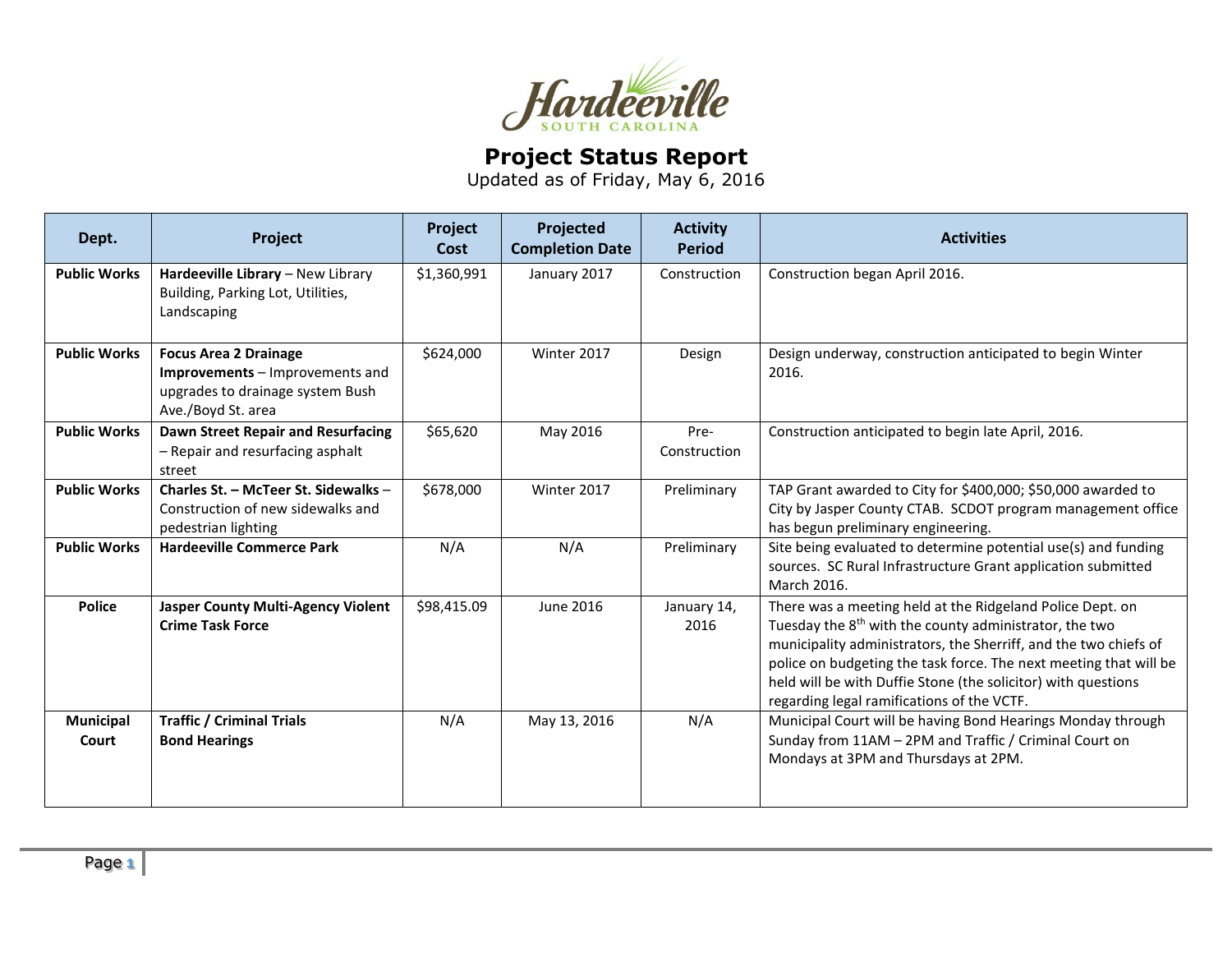# Hardeeville

SOUTH CAROLINA

## Project Status Report

Updated as of Friday, May 6, 2016

| Dept. | Project | Project Cost | Projected Completion Date | Activity Period | Activities |
|---|---|---|---|---|---|
| **Public Works** | **Hardeeville Library** – New Library Building, Parking Lot, Utilities, Landscaping | $1,360,991 | January 2017 | Construction | Construction began April 2016. |
| **Public Works** | **Focus Area 2 Drainage Improvements** – Improvements and upgrades to drainage system Bush Ave./Boyd St. area | $624,000 | Winter 2017 | Design | Design underway, construction anticipated to begin Winter 2016. |
| **Public Works** | **Dawn Street Repair and Resurfacing** – Repair and resurfacing asphalt street | $65,620 | May 2016 | Pre-Construction | Construction anticipated to begin late April, 2016. |
| **Public Works** | **Charles St. – McTeer St. Sidewalks** – Construction of new sidewalks and pedestrian lighting | $678,000 | Winter 2017 | Preliminary | TAP Grant awarded to City for $400,000; $50,000 awarded to City by Jasper County CTAB. SCDOT program management office has begun preliminary engineering. |
| **Public Works** | **Hardeeville Commerce Park** | N/A | N/A | Preliminary | Site being evaluated to determine potential use(s) and funding sources. SC Rural Infrastructure Grant application submitted March 2016. |
| **Police** | **Jasper County Multi-Agency Violent Crime Task Force** | $98,415.09 | June 2016 | January 14, 2016 | There was a meeting held at the Ridgeland Police Dept. on Tuesday the 8th with the county administrator, the two municipality administrators, the Sherriff, and the two chiefs of police on budgeting the task force. The next meeting that will be held will be with Duffie Stone (the solicitor) with questions regarding legal ramifications of the VCTF. |
| **Municipal Court** | **Traffic / Criminal Trials Bond Hearings** | N/A | May 13, 2016 | N/A | Municipal Court will be having Bond Hearings Monday through Sunday from 11AM – 2PM and Traffic / Criminal Court on Mondays at 3PM and Thursdays at 2PM. |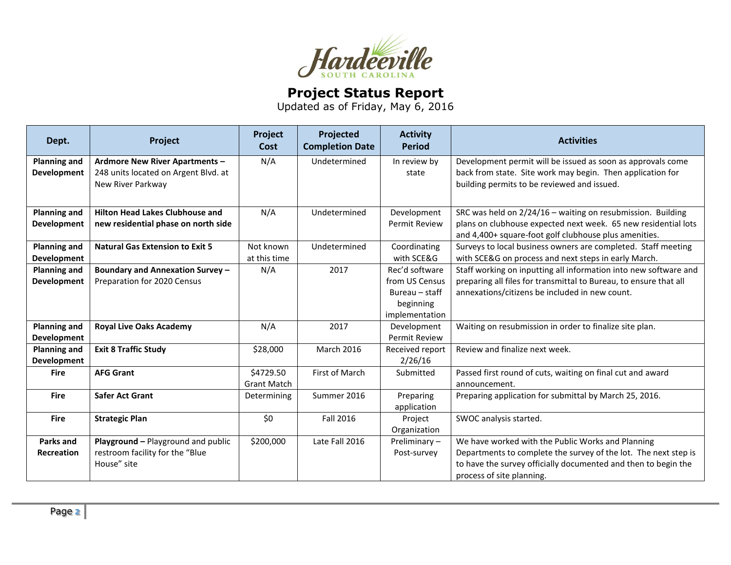Hardeeville
SOUTH CAROLINA

# Project Status Report

Updated as of Friday, May 6, 2016

| Dept. | Project | Project Cost | Projected Completion Date | Activity Period | Activities |
|---|---|---|---|---|---|
| **Planning and Development** | **Ardmore New River Apartments –** 248 units located on Argent Blvd. at New River Parkway | N/A | Undetermined | In review by state | Development permit will be issued as soon as approvals come back from state. Site work may begin. Then application for building permits to be reviewed and issued. |
| **Planning and Development** | **Hilton Head Lakes Clubhouse and new residential phase on north side** | N/A | Undetermined | Development Permit Review | SRC was held on 2/24/16 – waiting on resubmission. Building plans on clubhouse expected next week. 65 new residential lots and 4,400+ square-foot golf clubhouse plus amenities. |
| **Planning and Development** | **Natural Gas Extension to Exit 5** | Not known at this time | Undetermined | Coordinating with SCE&G | Surveys to local business owners are completed. Staff meeting with SCE&G on process and next steps in early March. |
| **Planning and Development** | **Boundary and Annexation Survey –** Preparation for 2020 Census | N/A | 2017 | Rec'd software from US Census Bureau – staff beginning implementation | Staff working on inputting all information into new software and preparing all files for transmittal to Bureau, to ensure that all annexations/citizens be included in new count. |
| **Planning and Development** | **Royal Live Oaks Academy** | N/A | 2017 | Development Permit Review | Waiting on resubmission in order to finalize site plan. |
| **Planning and Development** | **Exit 8 Traffic Study** | $28,000 | March 2016 | Received report 2/26/16 | Review and finalize next week. |
| **Fire** | **AFG Grant** | $4729.50 Grant Match | First of March | Submitted | Passed first round of cuts, waiting on final cut and award announcement. |
| **Fire** | **Safer Act Grant** | Determining | Summer 2016 | Preparing application | Preparing application for submittal by March 25, 2016. |
| **Fire** | **Strategic Plan** | $0 | Fall 2016 | Project Organization | SWOC analysis started. |
| **Parks and Recreation** | **Playground –** Playground and public restroom facility for the "Blue House" site | $200,000 | Late Fall 2016 | Preliminary – Post-survey | We have worked with the Public Works and Planning Departments to complete the survey of the lot. The next step is to have the survey officially documented and then to begin the process of site planning. |